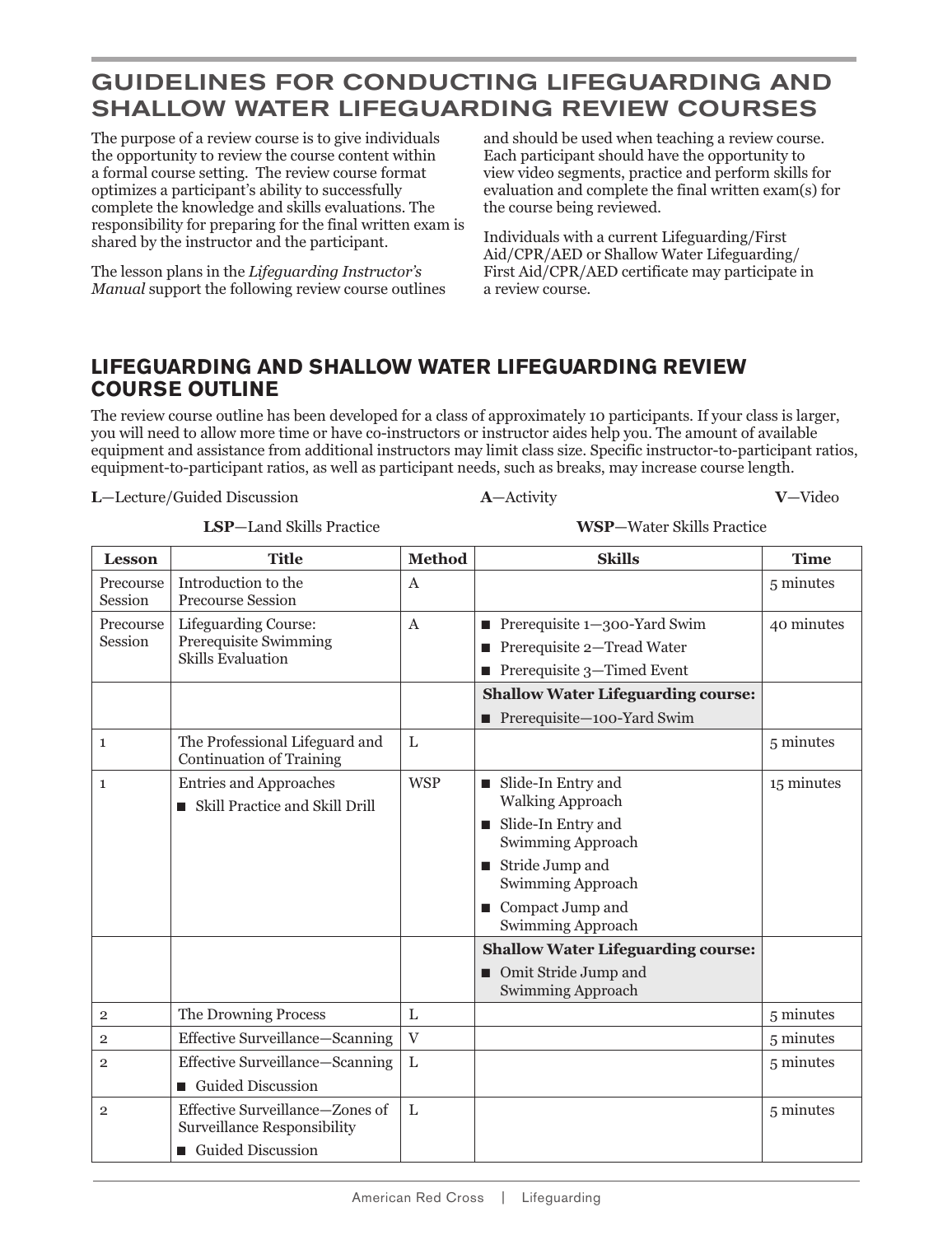# GUIDELINES FOR CONDUCTING LIFEGUARDING AND SHALLOW WATER LIFEGUARDING REVIEW COURSES

The purpose of a review course is to give individuals the opportunity to review the course content within a formal course setting. The review course format optimizes a participant's ability to successfully complete the knowledge and skills evaluations. The responsibility for preparing for the final written exam is shared by the instructor and the participant.

The lesson plans in the *Lifeguarding Instructor's Manual* support the following review course outlines and should be used when teaching a review course. Each participant should have the opportunity to view video segments, practice and perform skills for evaluation and complete the final written exam(s) for the course being reviewed.

Individuals with a current Lifeguarding/First Aid/CPR/AED or Shallow Water Lifeguarding/First Aid/CPR/AED certificate may participate in a review course.

## LIFEGUARDING AND SHALLOW WATER LIFEGUARDING REVIEW COURSE OUTLINE

The review course outline has been developed for a class of approximately 10 participants. If your class is larger, you will need to allow more time or have co-instructors or instructor aides help you. The amount of available equipment and assistance from additional instructors may limit class size. Specific instructor-to-participant ratios, equipment-to-participant ratios, as well as participant needs, such as breaks, may increase course length.

**L**—Lecture/Guided Discussion  **A**—Activity  **V**—Video

**LSP**—Land Skills Practice  **WSP**—Water Skills Practice

| Lesson | Title | Method | Skills | Time |
|---|---|---|---|---|
| Precourse Session | Introduction to the Precourse Session | A | | 5 minutes |
| Precourse Session | Lifeguarding Course: Prerequisite Swimming Skills Evaluation | A | ■ Prerequisite 1—300-Yard Swim<br>■ Prerequisite 2—Tread Water<br>■ Prerequisite 3—Timed Event | 40 minutes |
| | | | **Shallow Water Lifeguarding course:**<br>■ Prerequisite—100-Yard Swim | |
| 1 | The Professional Lifeguard and Continuation of Training | L | | 5 minutes |
| 1 | Entries and Approaches<br>■ Skill Practice and Skill Drill | WSP | ■ Slide-In Entry and Walking Approach<br>■ Slide-In Entry and Swimming Approach<br>■ Stride Jump and Swimming Approach<br>■ Compact Jump and Swimming Approach | 15 minutes |
| | | | **Shallow Water Lifeguarding course:**<br>■ Omit Stride Jump and Swimming Approach | |
| 2 | The Drowning Process | L | | 5 minutes |
| 2 | Effective Surveillance—Scanning | V | | 5 minutes |
| 2 | Effective Surveillance—Scanning<br>■ Guided Discussion | L | | 5 minutes |
| 2 | Effective Surveillance—Zones of Surveillance Responsibility<br>■ Guided Discussion | L | | 5 minutes |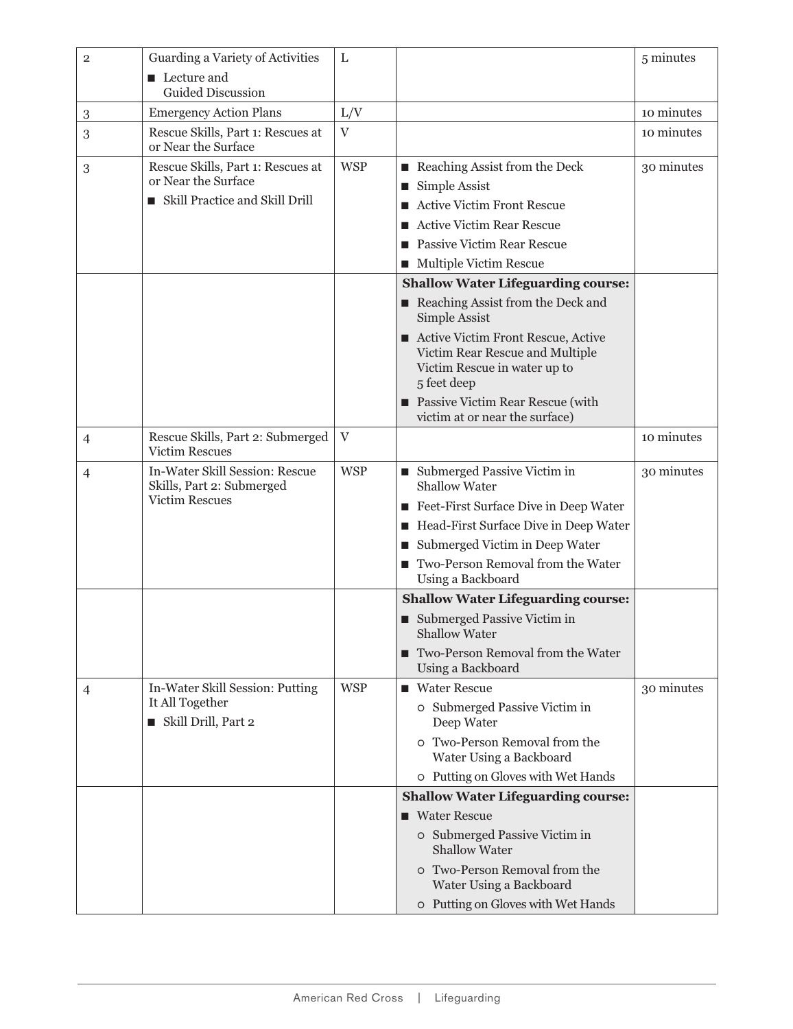| | | | | |
|---|---|---|---|---|
| 2 | Guarding a Variety of Activities<br>■ Lecture and Guided Discussion | L | | 5 minutes |
| 3 | Emergency Action Plans | L/V | | 10 minutes |
| 3 | Rescue Skills, Part 1: Rescues at or Near the Surface | V | | 10 minutes |
| 3 | Rescue Skills, Part 1: Rescues at or Near the Surface<br>■ Skill Practice and Skill Drill | WSP | ■ Reaching Assist from the Deck<br>■ Simple Assist<br>■ Active Victim Front Rescue<br>■ Active Victim Rear Rescue<br>■ Passive Victim Rear Rescue<br>■ Multiple Victim Rescue | 30 minutes |
| | | | **Shallow Water Lifeguarding course:**<br>■ Reaching Assist from the Deck and Simple Assist<br>■ Active Victim Front Rescue, Active Victim Rear Rescue and Multiple Victim Rescue in water up to 5 feet deep<br>■ Passive Victim Rear Rescue (with victim at or near the surface) | |
| 4 | Rescue Skills, Part 2: Submerged Victim Rescues | V | | 10 minutes |
| 4 | In-Water Skill Session: Rescue Skills, Part 2: Submerged Victim Rescues | WSP | ■ Submerged Passive Victim in Shallow Water<br>■ Feet-First Surface Dive in Deep Water<br>■ Head-First Surface Dive in Deep Water<br>■ Submerged Victim in Deep Water<br>■ Two-Person Removal from the Water Using a Backboard | 30 minutes |
| | | | **Shallow Water Lifeguarding course:**<br>■ Submerged Passive Victim in Shallow Water<br>■ Two-Person Removal from the Water Using a Backboard | |
| 4 | In-Water Skill Session: Putting It All Together<br>■ Skill Drill, Part 2 | WSP | ■ Water Rescue<br>○ Submerged Passive Victim in Deep Water<br>○ Two-Person Removal from the Water Using a Backboard<br>○ Putting on Gloves with Wet Hands | 30 minutes |
| | | | **Shallow Water Lifeguarding course:**<br>■ Water Rescue<br>○ Submerged Passive Victim in Shallow Water<br>○ Two-Person Removal from the Water Using a Backboard<br>○ Putting on Gloves with Wet Hands | |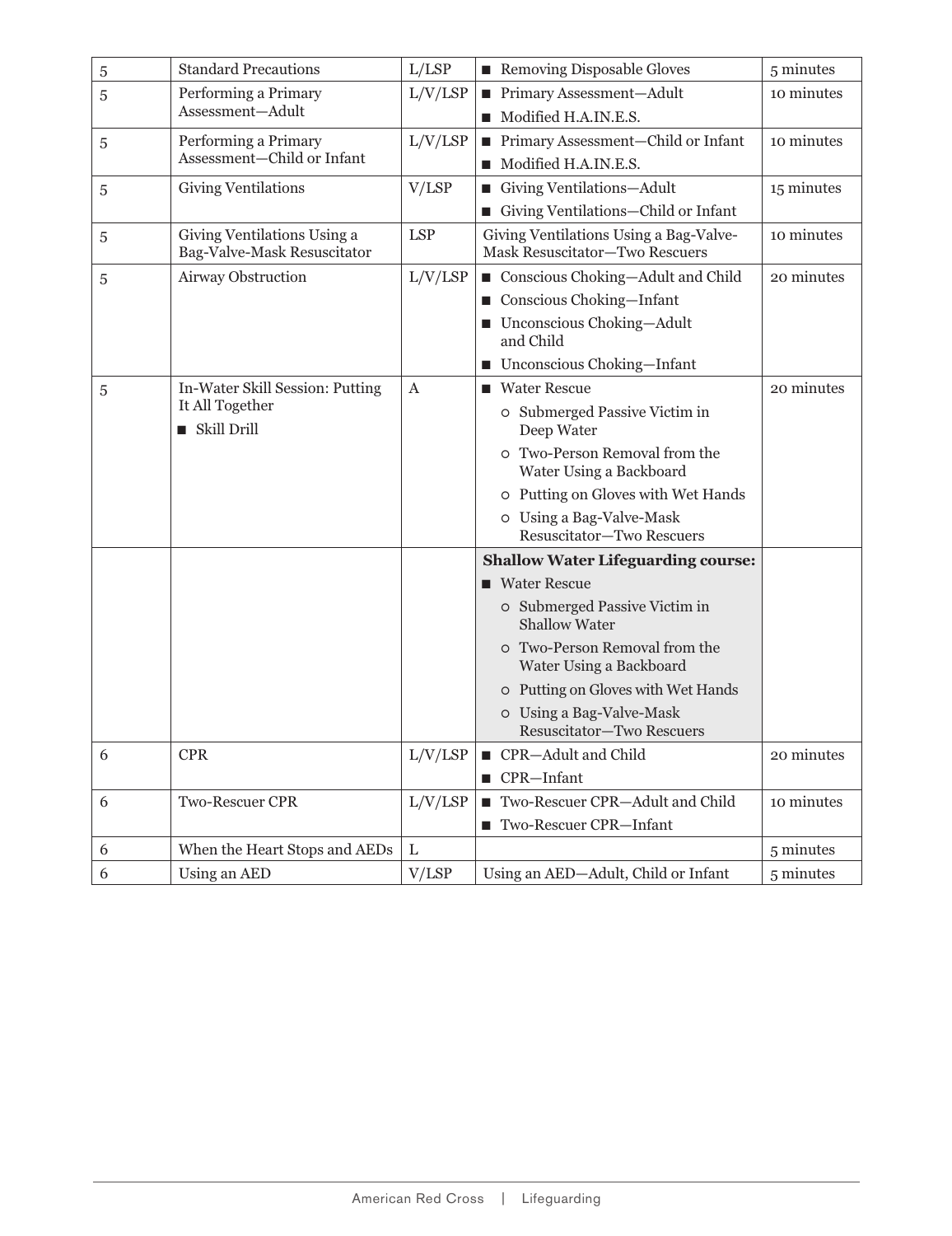| | | | | |
|---|---|---|---|---|
| 5 | Standard Precautions | L/LSP | ■ Removing Disposable Gloves | 5 minutes |
| 5 | Performing a Primary Assessment—Adult | L/V/LSP | ■ Primary Assessment—Adult<br>■ Modified H.A.IN.E.S. | 10 minutes |
| 5 | Performing a Primary Assessment—Child or Infant | L/V/LSP | ■ Primary Assessment—Child or Infant<br>■ Modified H.A.IN.E.S. | 10 minutes |
| 5 | Giving Ventilations | V/LSP | ■ Giving Ventilations—Adult<br>■ Giving Ventilations—Child or Infant | 15 minutes |
| 5 | Giving Ventilations Using a Bag-Valve-Mask Resuscitator | LSP | Giving Ventilations Using a Bag-Valve-Mask Resuscitator—Two Rescuers | 10 minutes |
| 5 | Airway Obstruction | L/V/LSP | ■ Conscious Choking—Adult and Child<br>■ Conscious Choking—Infant<br>■ Unconscious Choking—Adult and Child<br>■ Unconscious Choking—Infant | 20 minutes |
| 5 | In-Water Skill Session: Putting It All Together<br>■ Skill Drill | A | ■ Water Rescue<br>○ Submerged Passive Victim in Deep Water<br>○ Two-Person Removal from the Water Using a Backboard<br>○ Putting on Gloves with Wet Hands<br>○ Using a Bag-Valve-Mask Resuscitator—Two Rescuers | 20 minutes |
| | | | **Shallow Water Lifeguarding course:**<br>■ Water Rescue<br>○ Submerged Passive Victim in Shallow Water<br>○ Two-Person Removal from the Water Using a Backboard<br>○ Putting on Gloves with Wet Hands<br>○ Using a Bag-Valve-Mask Resuscitator—Two Rescuers | |
| 6 | CPR | L/V/LSP | ■ CPR—Adult and Child<br>■ CPR—Infant | 20 minutes |
| 6 | Two-Rescuer CPR | L/V/LSP | ■ Two-Rescuer CPR—Adult and Child<br>■ Two-Rescuer CPR—Infant | 10 minutes |
| 6 | When the Heart Stops and AEDs | L | | 5 minutes |
| 6 | Using an AED | V/LSP | Using an AED—Adult, Child or Infant | 5 minutes |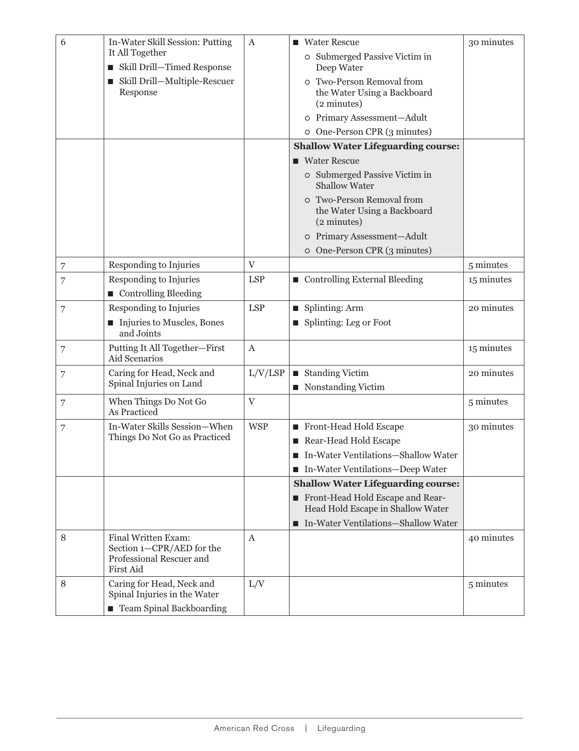| | | | | |
|---|---|---|---|---|
| 6 | In-Water Skill Session: Putting It All Together<br>■ Skill Drill—Timed Response<br>■ Skill Drill—Multiple-Rescuer Response | A | ■ Water Rescue<br>○ Submerged Passive Victim in Deep Water<br>○ Two-Person Removal from the Water Using a Backboard (2 minutes)<br>○ Primary Assessment—Adult<br>○ One-Person CPR (3 minutes) | 30 minutes |
| | | | **Shallow Water Lifeguarding course:**<br>■ Water Rescue<br>○ Submerged Passive Victim in Shallow Water<br>○ Two-Person Removal from the Water Using a Backboard (2 minutes)<br>○ Primary Assessment—Adult<br>○ One-Person CPR (3 minutes) | |
| 7 | Responding to Injuries | V | | 5 minutes |
| 7 | Responding to Injuries<br>■ Controlling Bleeding | LSP | ■ Controlling External Bleeding | 15 minutes |
| 7 | Responding to Injuries<br>■ Injuries to Muscles, Bones and Joints | LSP | ■ Splinting: Arm<br>■ Splinting: Leg or Foot | 20 minutes |
| 7 | Putting It All Together—First Aid Scenarios | A | | 15 minutes |
| 7 | Caring for Head, Neck and Spinal Injuries on Land | L/V/LSP | ■ Standing Victim<br>■ Nonstanding Victim | 20 minutes |
| 7 | When Things Do Not Go As Practiced | V | | 5 minutes |
| 7 | In-Water Skills Session—When Things Do Not Go as Practiced | WSP | ■ Front-Head Hold Escape<br>■ Rear-Head Hold Escape<br>■ In-Water Ventilations—Shallow Water<br>■ In-Water Ventilations—Deep Water | 30 minutes |
| | | | **Shallow Water Lifeguarding course:**<br>■ Front-Head Hold Escape and Rear-Head Hold Escape in Shallow Water<br>■ In-Water Ventilations—Shallow Water | |
| 8 | Final Written Exam: Section 1—CPR/AED for the Professional Rescuer and First Aid | A | | 40 minutes |
| 8 | Caring for Head, Neck and Spinal Injuries in the Water<br>■ Team Spinal Backboarding | L/V | | 5 minutes |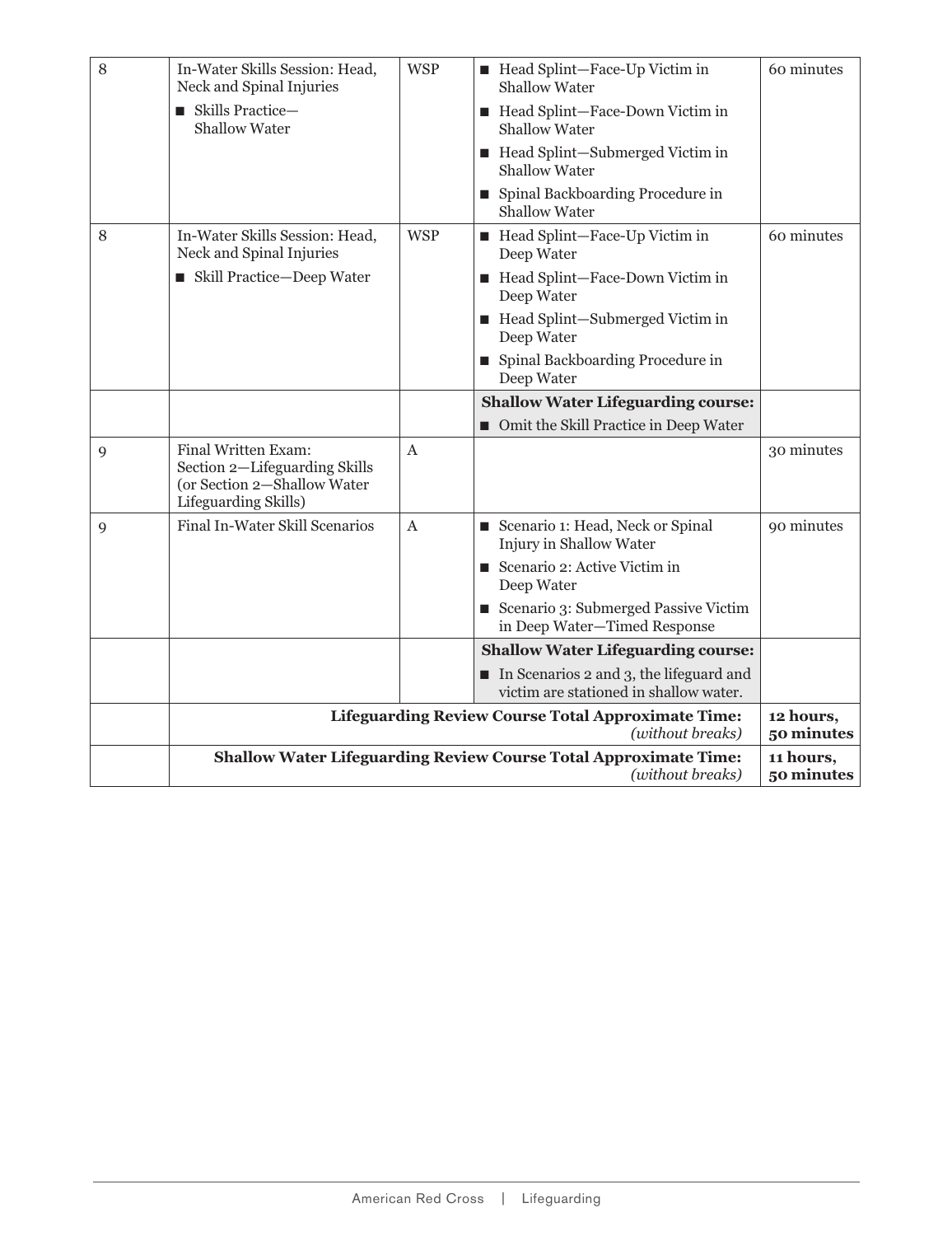| | | | | |
|---|---|---|---|---|
| 8 | In-Water Skills Session: Head, Neck and Spinal Injuries<br>■ Skills Practice—Shallow Water | WSP | ■ Head Splint—Face-Up Victim in Shallow Water<br>■ Head Splint—Face-Down Victim in Shallow Water<br>■ Head Splint—Submerged Victim in Shallow Water<br>■ Spinal Backboarding Procedure in Shallow Water | 60 minutes |
| 8 | In-Water Skills Session: Head, Neck and Spinal Injuries<br>■ Skill Practice—Deep Water | WSP | ■ Head Splint—Face-Up Victim in Deep Water<br>■ Head Splint—Face-Down Victim in Deep Water<br>■ Head Splint—Submerged Victim in Deep Water<br>■ Spinal Backboarding Procedure in Deep Water | 60 minutes |
| | | | **Shallow Water Lifeguarding course:**<br>■ Omit the Skill Practice in Deep Water | |
| 9 | Final Written Exam: Section 2—Lifeguarding Skills (or Section 2—Shallow Water Lifeguarding Skills) | A | | 30 minutes |
| 9 | Final In-Water Skill Scenarios | A | ■ Scenario 1: Head, Neck or Spinal Injury in Shallow Water<br>■ Scenario 2: Active Victim in Deep Water<br>■ Scenario 3: Submerged Passive Victim in Deep Water—Timed Response | 90 minutes |
| | | | **Shallow Water Lifeguarding course:**<br>■ In Scenarios 2 and 3, the lifeguard and victim are stationed in shallow water. | |
| | **Lifeguarding Review Course Total Approximate Time:** *(without breaks)* | | | **12 hours, 50 minutes** |
| | **Shallow Water Lifeguarding Review Course Total Approximate Time:** *(without breaks)* | | | **11 hours, 50 minutes** |